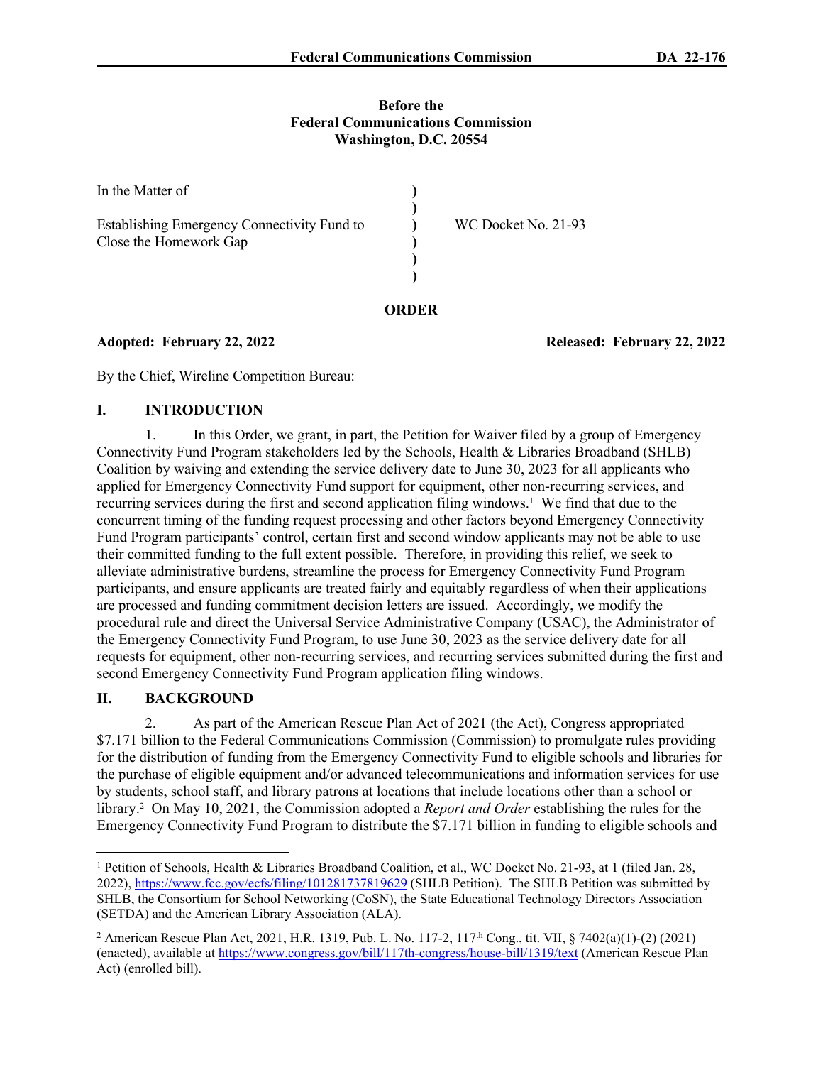**Before the**
**Federal Communications Commission**
**Washington, D.C. 20554**

| | | |
|---|---|---|
| In the Matter of | ) | |
| | ) | |
| Establishing Emergency Connectivity Fund to Close the Homework Gap | ) | WC Docket No. 21-93 |
| | ) | |
| | ) | |

**ORDER**

**Adopted: February 22, 2022** **Released: February 22, 2022**

By the Chief, Wireline Competition Bureau:

## I. INTRODUCTION

1. In this Order, we grant, in part, the Petition for Waiver filed by a group of Emergency Connectivity Fund Program stakeholders led by the Schools, Health & Libraries Broadband (SHLB) Coalition by waiving and extending the service delivery date to June 30, 2023 for all applicants who applied for Emergency Connectivity Fund support for equipment, other non-recurring services, and recurring services during the first and second application filing windows.[1] We find that due to the concurrent timing of the funding request processing and other factors beyond Emergency Connectivity Fund Program participants' control, certain first and second window applicants may not be able to use their committed funding to the full extent possible. Therefore, in providing this relief, we seek to alleviate administrative burdens, streamline the process for Emergency Connectivity Fund Program participants, and ensure applicants are treated fairly and equitably regardless of when their applications are processed and funding commitment decision letters are issued. Accordingly, we modify the procedural rule and direct the Universal Service Administrative Company (USAC), the Administrator of the Emergency Connectivity Fund Program, to use June 30, 2023 as the service delivery date for all requests for equipment, other non-recurring services, and recurring services submitted during the first and second Emergency Connectivity Fund Program application filing windows.

## II. BACKGROUND

2. As part of the American Rescue Plan Act of 2021 (the Act), Congress appropriated $7.171 billion to the Federal Communications Commission (Commission) to promulgate rules providing for the distribution of funding from the Emergency Connectivity Fund to eligible schools and libraries for the purchase of eligible equipment and/or advanced telecommunications and information services for use by students, school staff, and library patrons at locations that include locations other than a school or library.[2] On May 10, 2021, the Commission adopted a *Report and Order* establishing the rules for the Emergency Connectivity Fund Program to distribute the $7.171 billion in funding to eligible schools and

---

[1] Petition of Schools, Health & Libraries Broadband Coalition, et al., WC Docket No. 21-93, at 1 (filed Jan. 28, 2022), https://www.fcc.gov/ecfs/filing/101281737819629 (SHLB Petition). The SHLB Petition was submitted by SHLB, the Consortium for School Networking (CoSN), the State Educational Technology Directors Association (SETDA) and the American Library Association (ALA).

[2] American Rescue Plan Act, 2021, H.R. 1319, Pub. L. No. 117-2, 117th Cong., tit. VII, § 7402(a)(1)-(2) (2021) (enacted), available at https://www.congress.gov/bill/117th-congress/house-bill/1319/text (American Rescue Plan Act) (enrolled bill).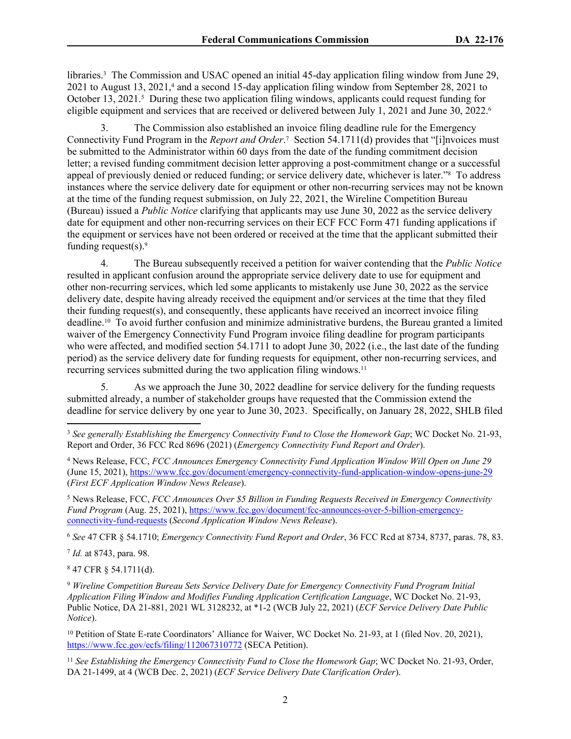libraries.[3] The Commission and USAC opened an initial 45-day application filing window from June 29, 2021 to August 13, 2021,[4] and a second 15-day application filing window from September 28, 2021 to October 13, 2021.[5] During these two application filing windows, applicants could request funding for eligible equipment and services that are received or delivered between July 1, 2021 and June 30, 2022.[6]

3. The Commission also established an invoice filing deadline rule for the Emergency Connectivity Fund Program in the *Report and Order*.[7] Section 54.1711(d) provides that "[i]nvoices must be submitted to the Administrator within 60 days from the date of the funding commitment decision letter; a revised funding commitment decision letter approving a post-commitment change or a successful appeal of previously denied or reduced funding; or service delivery date, whichever is later."[8] To address instances where the service delivery date for equipment or other non-recurring services may not be known at the time of the funding request submission, on July 22, 2021, the Wireline Competition Bureau (Bureau) issued a *Public Notice* clarifying that applicants may use June 30, 2022 as the service delivery date for equipment and other non-recurring services on their ECF FCC Form 471 funding applications if the equipment or services have not been ordered or received at the time that the applicant submitted their funding request(s).[9]

4. The Bureau subsequently received a petition for waiver contending that the *Public Notice* resulted in applicant confusion around the appropriate service delivery date to use for equipment and other non-recurring services, which led some applicants to mistakenly use June 30, 2022 as the service delivery date, despite having already received the equipment and/or services at the time that they filed their funding request(s), and consequently, these applicants have received an incorrect invoice filing deadline.[10] To avoid further confusion and minimize administrative burdens, the Bureau granted a limited waiver of the Emergency Connectivity Fund Program invoice filing deadline for program participants who were affected, and modified section 54.1711 to adopt June 30, 2022 (i.e., the last date of the funding period) as the service delivery date for funding requests for equipment, other non-recurring services, and recurring services submitted during the two application filing windows.[11]

5. As we approach the June 30, 2022 deadline for service delivery for the funding requests submitted already, a number of stakeholder groups have requested that the Commission extend the deadline for service delivery by one year to June 30, 2023. Specifically, on January 28, 2022, SHLB filed

---

[3] *See generally Establishing the Emergency Connectivity Fund to Close the Homework Gap*; WC Docket No. 21-93, Report and Order, 36 FCC Rcd 8696 (2021) (*Emergency Connectivity Fund Report and Order*).

[4] News Release, FCC, *FCC Announces Emergency Connectivity Fund Application Window Will Open on June 29* (June 15, 2021), https://www.fcc.gov/document/emergency-connectivity-fund-application-window-opens-june-29 (*First ECF Application Window News Release*).

[5] News Release, FCC, *FCC Announces Over $5 Billion in Funding Requests Received in Emergency Connectivity Fund Program* (Aug. 25, 2021), https://www.fcc.gov/document/fcc-announces-over-5-billion-emergency-connectivity-fund-requests (*Second Application Window News Release*).

[6] *See* 47 CFR § 54.1710; *Emergency Connectivity Fund Report and Order*, 36 FCC Rcd at 8734, 8737, paras. 78, 83.

[7] *Id.* at 8743, para. 98.

[8] 47 CFR § 54.1711(d).

[9] *Wireline Competition Bureau Sets Service Delivery Date for Emergency Connectivity Fund Program Initial Application Filing Window and Modifies Funding Application Certification Language*, WC Docket No. 21-93, Public Notice, DA 21-881, 2021 WL 3128232, at *1-2 (WCB July 22, 2021) (*ECF Service Delivery Date Public Notice*).

[10] Petition of State E-rate Coordinators' Alliance for Waiver, WC Docket No. 21-93, at 1 (filed Nov. 20, 2021), https://www.fcc.gov/ecfs/filing/112067310772 (SECA Petition).

[11] *See Establishing the Emergency Connectivity Fund to Close the Homework Gap*; WC Docket No. 21-93, Order, DA 21-1499, at 4 (WCB Dec. 2, 2021) (*ECF Service Delivery Date Clarification Order*).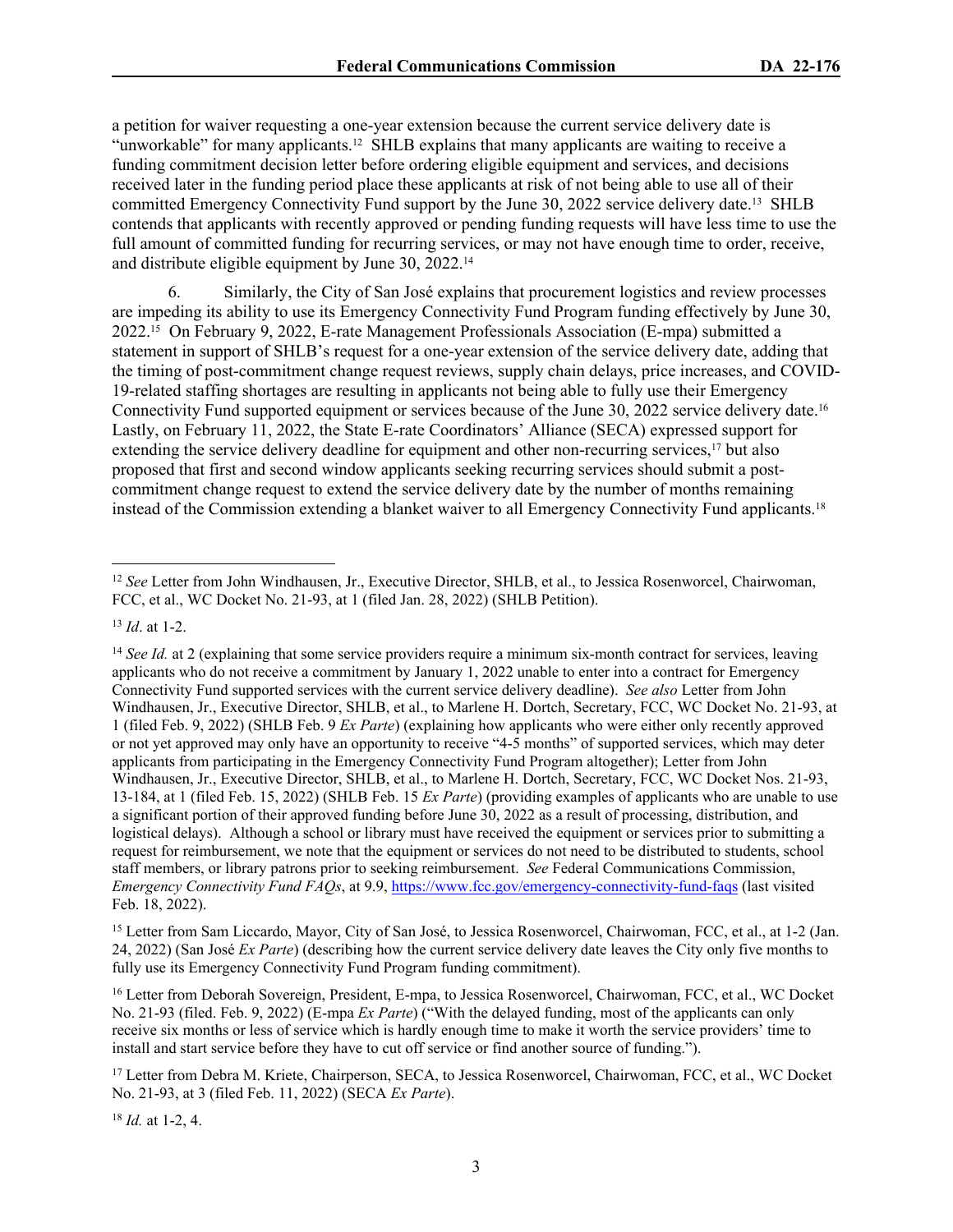a petition for waiver requesting a one-year extension because the current service delivery date is "unworkable" for many applicants.[12] SHLB explains that many applicants are waiting to receive a funding commitment decision letter before ordering eligible equipment and services, and decisions received later in the funding period place these applicants at risk of not being able to use all of their committed Emergency Connectivity Fund support by the June 30, 2022 service delivery date.[13] SHLB contends that applicants with recently approved or pending funding requests will have less time to use the full amount of committed funding for recurring services, or may not have enough time to order, receive, and distribute eligible equipment by June 30, 2022.[14]

6. Similarly, the City of San José explains that procurement logistics and review processes are impeding its ability to use its Emergency Connectivity Fund Program funding effectively by June 30, 2022.[15] On February 9, 2022, E-rate Management Professionals Association (E-mpa) submitted a statement in support of SHLB's request for a one-year extension of the service delivery date, adding that the timing of post-commitment change request reviews, supply chain delays, price increases, and COVID-19-related staffing shortages are resulting in applicants not being able to fully use their Emergency Connectivity Fund supported equipment or services because of the June 30, 2022 service delivery date.[16] Lastly, on February 11, 2022, the State E-rate Coordinators' Alliance (SECA) expressed support for extending the service delivery deadline for equipment and other non-recurring services,[17] but also proposed that first and second window applicants seeking recurring services should submit a post-commitment change request to extend the service delivery date by the number of months remaining instead of the Commission extending a blanket waiver to all Emergency Connectivity Fund applicants.[18]

---

[12] *See* Letter from John Windhausen, Jr., Executive Director, SHLB, et al., to Jessica Rosenworcel, Chairwoman, FCC, et al., WC Docket No. 21-93, at 1 (filed Jan. 28, 2022) (SHLB Petition).

[13] *Id*. at 1-2.

[14] *See Id.* at 2 (explaining that some service providers require a minimum six-month contract for services, leaving applicants who do not receive a commitment by January 1, 2022 unable to enter into a contract for Emergency Connectivity Fund supported services with the current service delivery deadline). *See also* Letter from John Windhausen, Jr., Executive Director, SHLB, et al., to Marlene H. Dortch, Secretary, FCC, WC Docket No. 21-93, at 1 (filed Feb. 9, 2022) (SHLB Feb. 9 *Ex Parte*) (explaining how applicants who were either only recently approved or not yet approved may only have an opportunity to receive "4-5 months" of supported services, which may deter applicants from participating in the Emergency Connectivity Fund Program altogether); Letter from John Windhausen, Jr., Executive Director, SHLB, et al., to Marlene H. Dortch, Secretary, FCC, WC Docket Nos. 21-93, 13-184, at 1 (filed Feb. 15, 2022) (SHLB Feb. 15 *Ex Parte*) (providing examples of applicants who are unable to use a significant portion of their approved funding before June 30, 2022 as a result of processing, distribution, and logistical delays). Although a school or library must have received the equipment or services prior to submitting a request for reimbursement, we note that the equipment or services do not need to be distributed to students, school staff members, or library patrons prior to seeking reimbursement. *See* Federal Communications Commission, *Emergency Connectivity Fund FAQs*, at 9.9, https://www.fcc.gov/emergency-connectivity-fund-faqs (last visited Feb. 18, 2022).

[15] Letter from Sam Liccardo, Mayor, City of San José, to Jessica Rosenworcel, Chairwoman, FCC, et al., at 1-2 (Jan. 24, 2022) (San José *Ex Parte*) (describing how the current service delivery date leaves the City only five months to fully use its Emergency Connectivity Fund Program funding commitment).

[16] Letter from Deborah Sovereign, President, E-mpa, to Jessica Rosenworcel, Chairwoman, FCC, et al., WC Docket No. 21-93 (filed. Feb. 9, 2022) (E-mpa *Ex Parte*) ("With the delayed funding, most of the applicants can only receive six months or less of service which is hardly enough time to make it worth the service providers' time to install and start service before they have to cut off service or find another source of funding.").

[17] Letter from Debra M. Kriete, Chairperson, SECA, to Jessica Rosenworcel, Chairwoman, FCC, et al., WC Docket No. 21-93, at 3 (filed Feb. 11, 2022) (SECA *Ex Parte*).

[18] *Id.* at 1-2, 4.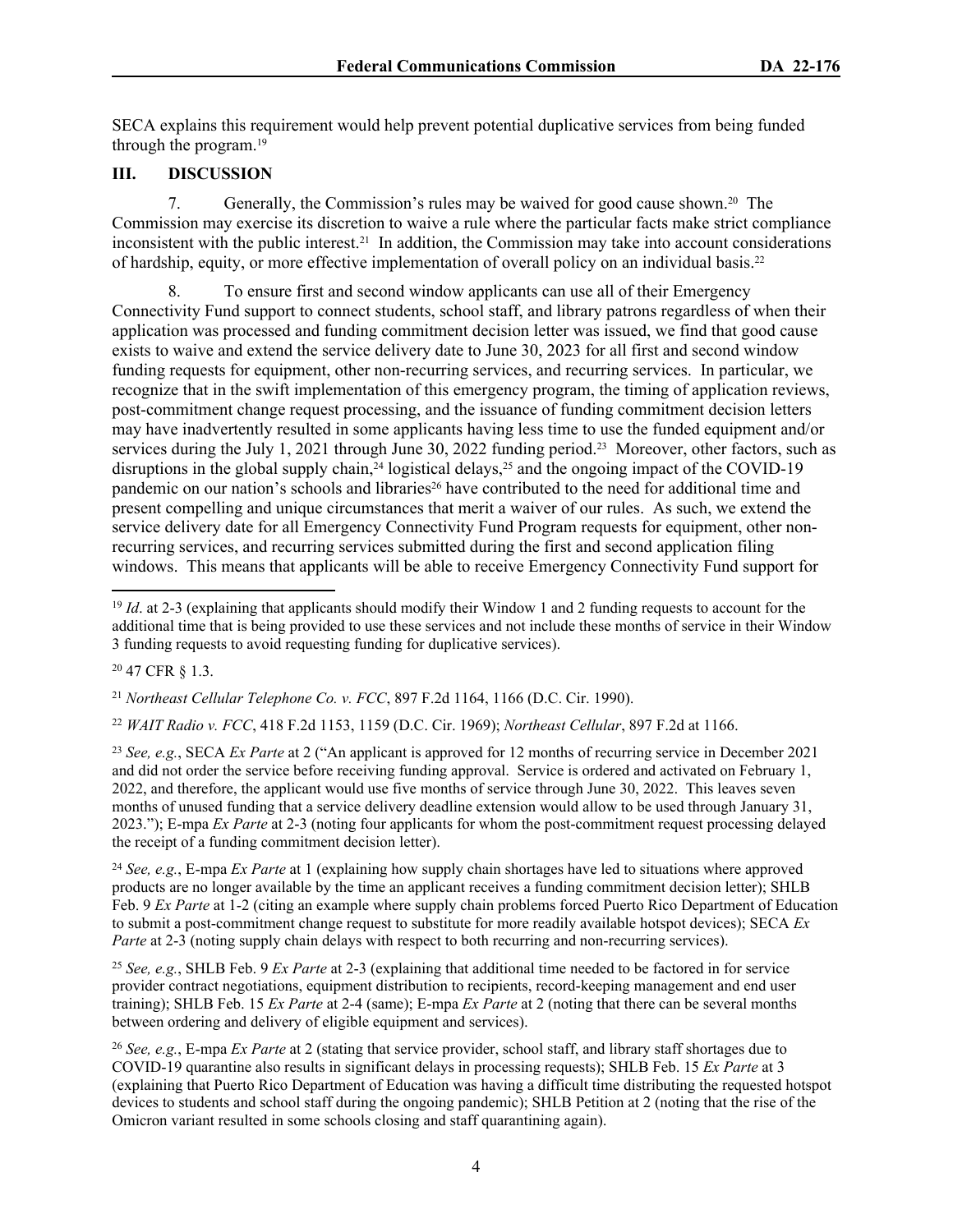SECA explains this requirement would help prevent potential duplicative services from being funded through the program.[19]

## III. DISCUSSION

7. Generally, the Commission's rules may be waived for good cause shown.[20] The Commission may exercise its discretion to waive a rule where the particular facts make strict compliance inconsistent with the public interest.[21] In addition, the Commission may take into account considerations of hardship, equity, or more effective implementation of overall policy on an individual basis.[22]

8. To ensure first and second window applicants can use all of their Emergency Connectivity Fund support to connect students, school staff, and library patrons regardless of when their application was processed and funding commitment decision letter was issued, we find that good cause exists to waive and extend the service delivery date to June 30, 2023 for all first and second window funding requests for equipment, other non-recurring services, and recurring services. In particular, we recognize that in the swift implementation of this emergency program, the timing of application reviews, post-commitment change request processing, and the issuance of funding commitment decision letters may have inadvertently resulted in some applicants having less time to use the funded equipment and/or services during the July 1, 2021 through June 30, 2022 funding period.[23] Moreover, other factors, such as disruptions in the global supply chain,[24] logistical delays,[25] and the ongoing impact of the COVID-19 pandemic on our nation's schools and libraries[26] have contributed to the need for additional time and present compelling and unique circumstances that merit a waiver of our rules. As such, we extend the service delivery date for all Emergency Connectivity Fund Program requests for equipment, other non-recurring services, and recurring services submitted during the first and second application filing windows. This means that applicants will be able to receive Emergency Connectivity Fund support for

---

[19] *Id*. at 2-3 (explaining that applicants should modify their Window 1 and 2 funding requests to account for the additional time that is being provided to use these services and not include these months of service in their Window 3 funding requests to avoid requesting funding for duplicative services).

[20] 47 CFR § 1.3.

[21] *Northeast Cellular Telephone Co. v. FCC*, 897 F.2d 1164, 1166 (D.C. Cir. 1990).

[22] *WAIT Radio v. FCC*, 418 F.2d 1153, 1159 (D.C. Cir. 1969); *Northeast Cellular*, 897 F.2d at 1166.

[23] *See, e.g.*, SECA *Ex Parte* at 2 ("An applicant is approved for 12 months of recurring service in December 2021 and did not order the service before receiving funding approval. Service is ordered and activated on February 1, 2022, and therefore, the applicant would use five months of service through June 30, 2022. This leaves seven months of unused funding that a service delivery deadline extension would allow to be used through January 31, 2023."); E-mpa *Ex Parte* at 2-3 (noting four applicants for whom the post-commitment request processing delayed the receipt of a funding commitment decision letter).

[24] *See, e.g.*, E-mpa *Ex Parte* at 1 (explaining how supply chain shortages have led to situations where approved products are no longer available by the time an applicant receives a funding commitment decision letter); SHLB Feb. 9 *Ex Parte* at 1-2 (citing an example where supply chain problems forced Puerto Rico Department of Education to submit a post-commitment change request to substitute for more readily available hotspot devices); SECA *Ex Parte* at 2-3 (noting supply chain delays with respect to both recurring and non-recurring services).

[25] *See, e.g.*, SHLB Feb. 9 *Ex Parte* at 2-3 (explaining that additional time needed to be factored in for service provider contract negotiations, equipment distribution to recipients, record-keeping management and end user training); SHLB Feb. 15 *Ex Parte* at 2-4 (same); E-mpa *Ex Parte* at 2 (noting that there can be several months between ordering and delivery of eligible equipment and services).

[26] *See, e.g.*, E-mpa *Ex Parte* at 2 (stating that service provider, school staff, and library staff shortages due to COVID-19 quarantine also results in significant delays in processing requests); SHLB Feb. 15 *Ex Parte* at 3 (explaining that Puerto Rico Department of Education was having a difficult time distributing the requested hotspot devices to students and school staff during the ongoing pandemic); SHLB Petition at 2 (noting that the rise of the Omicron variant resulted in some schools closing and staff quarantining again).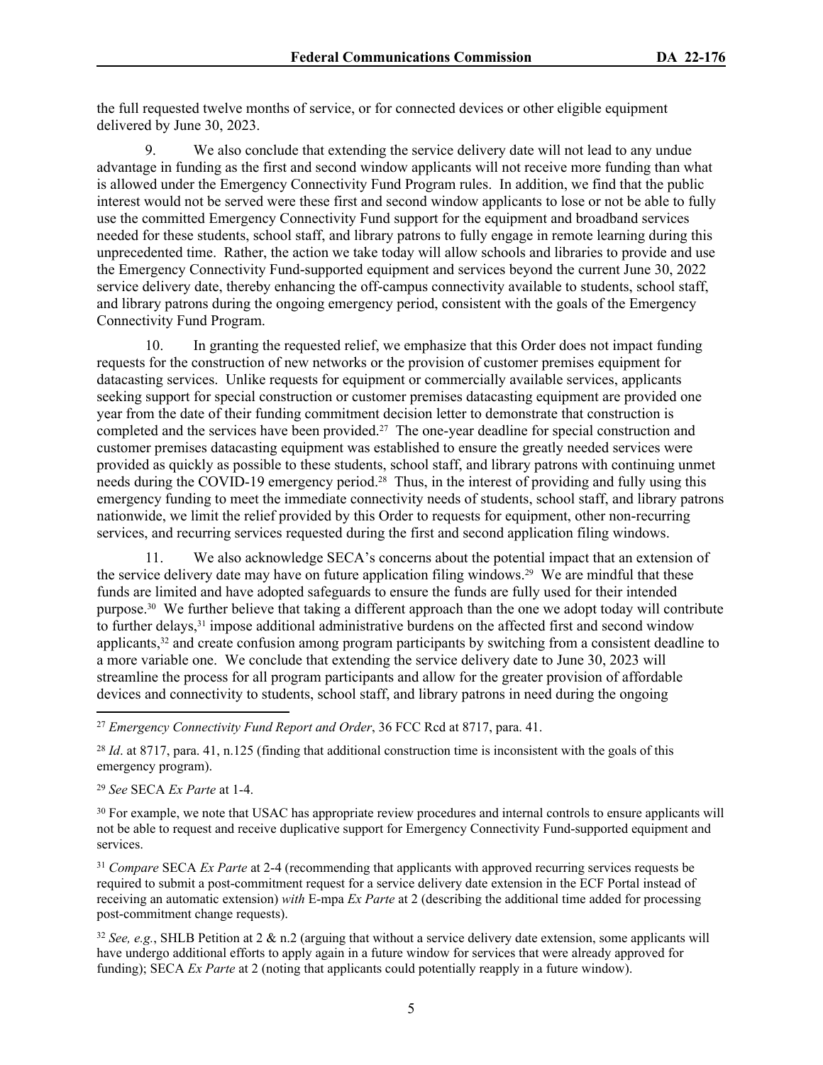the full requested twelve months of service, or for connected devices or other eligible equipment delivered by June 30, 2023.

9. We also conclude that extending the service delivery date will not lead to any undue advantage in funding as the first and second window applicants will not receive more funding than what is allowed under the Emergency Connectivity Fund Program rules. In addition, we find that the public interest would not be served were these first and second window applicants to lose or not be able to fully use the committed Emergency Connectivity Fund support for the equipment and broadband services needed for these students, school staff, and library patrons to fully engage in remote learning during this unprecedented time. Rather, the action we take today will allow schools and libraries to provide and use the Emergency Connectivity Fund-supported equipment and services beyond the current June 30, 2022 service delivery date, thereby enhancing the off-campus connectivity available to students, school staff, and library patrons during the ongoing emergency period, consistent with the goals of the Emergency Connectivity Fund Program.

10. In granting the requested relief, we emphasize that this Order does not impact funding requests for the construction of new networks or the provision of customer premises equipment for datacasting services. Unlike requests for equipment or commercially available services, applicants seeking support for special construction or customer premises datacasting equipment are provided one year from the date of their funding commitment decision letter to demonstrate that construction is completed and the services have been provided.[27] The one-year deadline for special construction and customer premises datacasting equipment was established to ensure the greatly needed services were provided as quickly as possible to these students, school staff, and library patrons with continuing unmet needs during the COVID-19 emergency period.[28] Thus, in the interest of providing and fully using this emergency funding to meet the immediate connectivity needs of students, school staff, and library patrons nationwide, we limit the relief provided by this Order to requests for equipment, other non-recurring services, and recurring services requested during the first and second application filing windows.

11. We also acknowledge SECA's concerns about the potential impact that an extension of the service delivery date may have on future application filing windows.[29] We are mindful that these funds are limited and have adopted safeguards to ensure the funds are fully used for their intended purpose.[30] We further believe that taking a different approach than the one we adopt today will contribute to further delays,[31] impose additional administrative burdens on the affected first and second window applicants,[32] and create confusion among program participants by switching from a consistent deadline to a more variable one. We conclude that extending the service delivery date to June 30, 2023 will streamline the process for all program participants and allow for the greater provision of affordable devices and connectivity to students, school staff, and library patrons in need during the ongoing

---

[27] *Emergency Connectivity Fund Report and Order*, 36 FCC Rcd at 8717, para. 41.

[28] *Id*. at 8717, para. 41, n.125 (finding that additional construction time is inconsistent with the goals of this emergency program).

[29] *See* SECA *Ex Parte* at 1-4.

[30] For example, we note that USAC has appropriate review procedures and internal controls to ensure applicants will not be able to request and receive duplicative support for Emergency Connectivity Fund-supported equipment and services.

[31] *Compare* SECA *Ex Parte* at 2-4 (recommending that applicants with approved recurring services requests be required to submit a post-commitment request for a service delivery date extension in the ECF Portal instead of receiving an automatic extension) *with* E-mpa *Ex Parte* at 2 (describing the additional time added for processing post-commitment change requests).

[32] *See, e.g.*, SHLB Petition at 2 & n.2 (arguing that without a service delivery date extension, some applicants will have undergo additional efforts to apply again in a future window for services that were already approved for funding); SECA *Ex Parte* at 2 (noting that applicants could potentially reapply in a future window).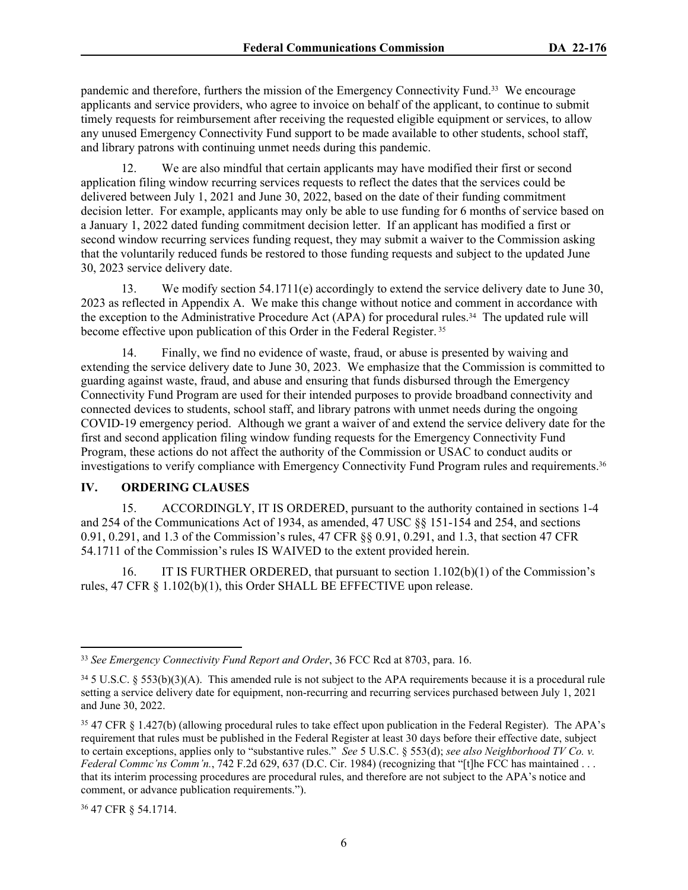pandemic and therefore, furthers the mission of the Emergency Connectivity Fund.[33] We encourage applicants and service providers, who agree to invoice on behalf of the applicant, to continue to submit timely requests for reimbursement after receiving the requested eligible equipment or services, to allow any unused Emergency Connectivity Fund support to be made available to other students, school staff, and library patrons with continuing unmet needs during this pandemic.

12. We are also mindful that certain applicants may have modified their first or second application filing window recurring services requests to reflect the dates that the services could be delivered between July 1, 2021 and June 30, 2022, based on the date of their funding commitment decision letter. For example, applicants may only be able to use funding for 6 months of service based on a January 1, 2022 dated funding commitment decision letter. If an applicant has modified a first or second window recurring services funding request, they may submit a waiver to the Commission asking that the voluntarily reduced funds be restored to those funding requests and subject to the updated June 30, 2023 service delivery date.

13. We modify section 54.1711(e) accordingly to extend the service delivery date to June 30, 2023 as reflected in Appendix A. We make this change without notice and comment in accordance with the exception to the Administrative Procedure Act (APA) for procedural rules.[34] The updated rule will become effective upon publication of this Order in the Federal Register.[35]

14. Finally, we find no evidence of waste, fraud, or abuse is presented by waiving and extending the service delivery date to June 30, 2023. We emphasize that the Commission is committed to guarding against waste, fraud, and abuse and ensuring that funds disbursed through the Emergency Connectivity Fund Program are used for their intended purposes to provide broadband connectivity and connected devices to students, school staff, and library patrons with unmet needs during the ongoing COVID-19 emergency period. Although we grant a waiver of and extend the service delivery date for the first and second application filing window funding requests for the Emergency Connectivity Fund Program, these actions do not affect the authority of the Commission or USAC to conduct audits or investigations to verify compliance with Emergency Connectivity Fund Program rules and requirements.[36]

## IV. ORDERING CLAUSES

15. ACCORDINGLY, IT IS ORDERED, pursuant to the authority contained in sections 1-4 and 254 of the Communications Act of 1934, as amended, 47 USC §§ 151-154 and 254, and sections 0.91, 0.291, and 1.3 of the Commission's rules, 47 CFR §§ 0.91, 0.291, and 1.3, that section 47 CFR 54.1711 of the Commission's rules IS WAIVED to the extent provided herein.

16. IT IS FURTHER ORDERED, that pursuant to section 1.102(b)(1) of the Commission's rules, 47 CFR § 1.102(b)(1), this Order SHALL BE EFFECTIVE upon release.

---

[33] *See Emergency Connectivity Fund Report and Order*, 36 FCC Rcd at 8703, para. 16.

[34] 5 U.S.C. § 553(b)(3)(A). This amended rule is not subject to the APA requirements because it is a procedural rule setting a service delivery date for equipment, non-recurring and recurring services purchased between July 1, 2021 and June 30, 2022.

[35] 47 CFR § 1.427(b) (allowing procedural rules to take effect upon publication in the Federal Register). The APA's requirement that rules must be published in the Federal Register at least 30 days before their effective date, subject to certain exceptions, applies only to "substantive rules." *See* 5 U.S.C. § 553(d); *see also Neighborhood TV Co. v. Federal Commc'ns Comm'n.*, 742 F.2d 629, 637 (D.C. Cir. 1984) (recognizing that "[t]he FCC has maintained . . . that its interim processing procedures are procedural rules, and therefore are not subject to the APA's notice and comment, or advance publication requirements.").

[36] 47 CFR § 54.1714.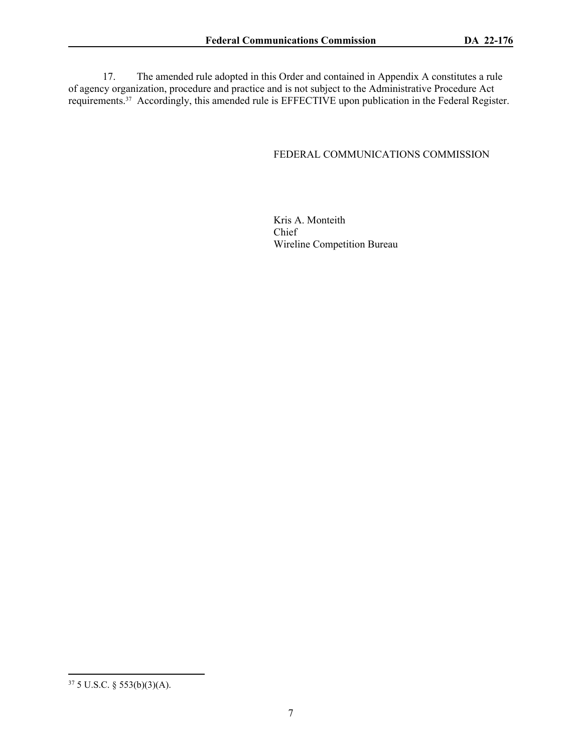17. The amended rule adopted in this Order and contained in Appendix A constitutes a rule of agency organization, procedure and practice and is not subject to the Administrative Procedure Act requirements.[37] Accordingly, this amended rule is EFFECTIVE upon publication in the Federal Register.

FEDERAL COMMUNICATIONS COMMISSION

Kris A. Monteith
Chief
Wireline Competition Bureau

---

[37] 5 U.S.C. § 553(b)(3)(A).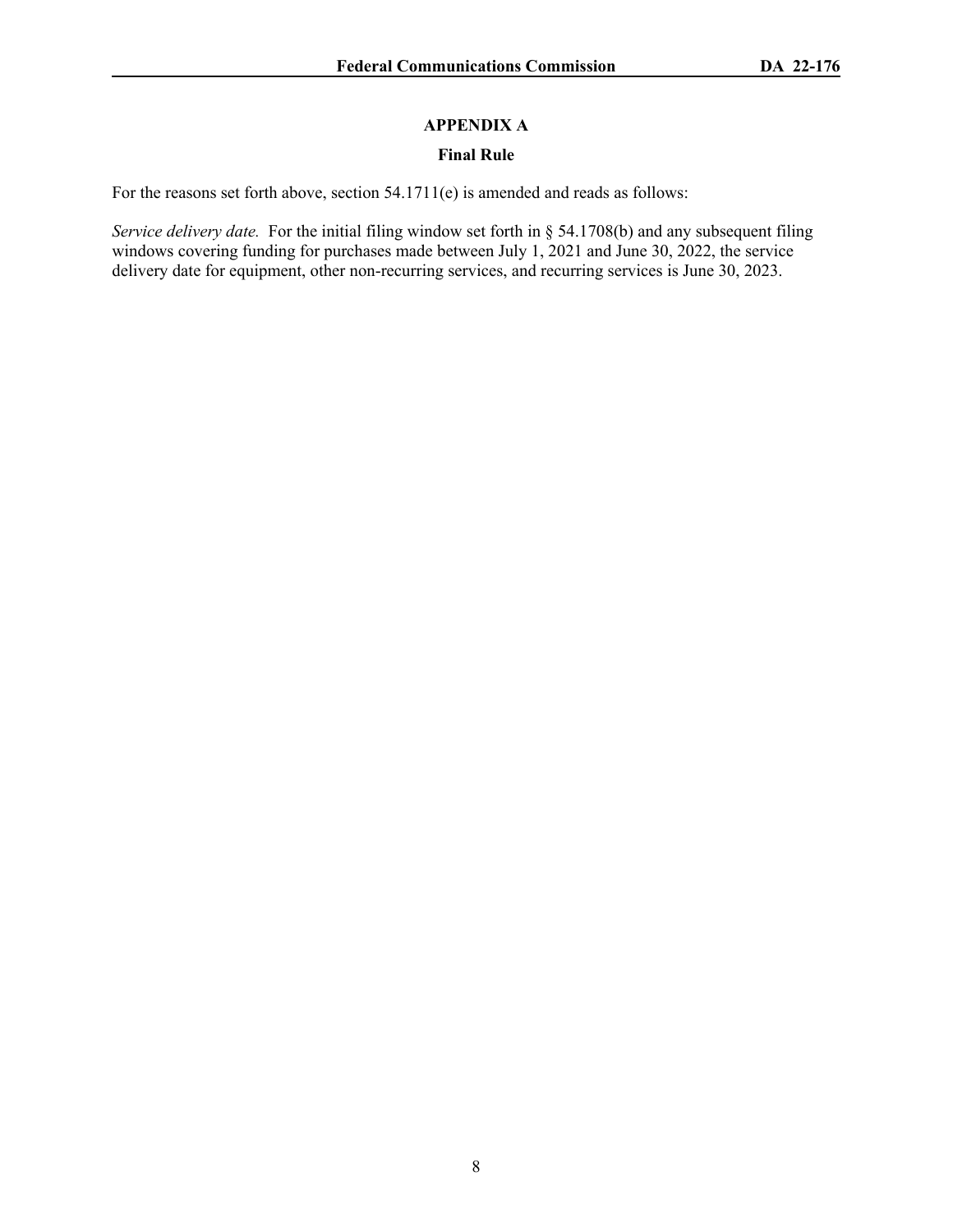## APPENDIX A

### Final Rule

For the reasons set forth above, section 54.1711(e) is amended and reads as follows:

*Service delivery date.* For the initial filing window set forth in § 54.1708(b) and any subsequent filing windows covering funding for purchases made between July 1, 2021 and June 30, 2022, the service delivery date for equipment, other non-recurring services, and recurring services is June 30, 2023.